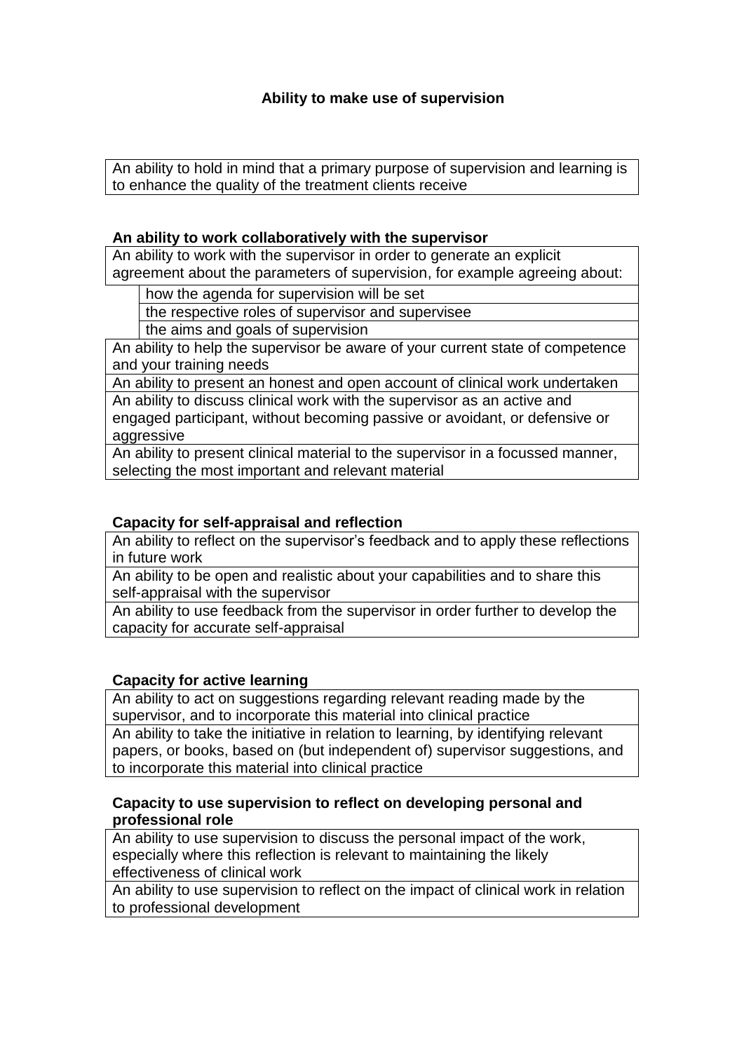## Ability to make use of supervision

An ability to hold in mind that a primary purpose of supervision and learning is to enhance the quality of the treatment clients receive

### An ability to work collaboratively with the supervisor

An ability to work with the supervisor in order to generate an explicit agreement about the parameters of supervision, for example agreeing about:

- how the agenda for supervision will be set
- the respective roles of supervisor and supervisee
- the aims and goals of supervision

An ability to help the supervisor be aware of your current state of competence and your training needs

An ability to present an honest and open account of clinical work undertaken

An ability to discuss clinical work with the supervisor as an active and engaged participant, without becoming passive or avoidant, or defensive or aggressive

An ability to present clinical material to the supervisor in a focussed manner, selecting the most important and relevant material

### Capacity for self-appraisal and reflection

An ability to reflect on the supervisor's feedback and to apply these reflections in future work

An ability to be open and realistic about your capabilities and to share this self-appraisal with the supervisor

An ability to use feedback from the supervisor in order further to develop the capacity for accurate self-appraisal

### Capacity for active learning

An ability to act on suggestions regarding relevant reading made by the supervisor, and to incorporate this material into clinical practice

An ability to take the initiative in relation to learning, by identifying relevant papers, or books, based on (but independent of) supervisor suggestions, and to incorporate this material into clinical practice

### Capacity to use supervision to reflect on developing personal and professional role

An ability to use supervision to discuss the personal impact of the work, especially where this reflection is relevant to maintaining the likely effectiveness of clinical work

An ability to use supervision to reflect on the impact of clinical work in relation to professional development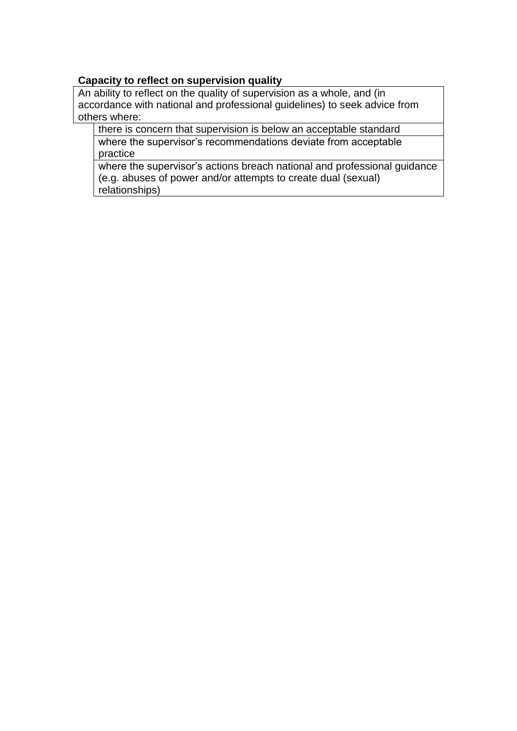**Capacity to reflect on supervision quality**

An ability to reflect on the quality of supervision as a whole, and (in accordance with national and professional guidelines) to seek advice from others where:

- there is concern that supervision is below an acceptable standard
- where the supervisor's recommendations deviate from acceptable practice
- where the supervisor's actions breach national and professional guidance (e.g. abuses of power and/or attempts to create dual (sexual) relationships)